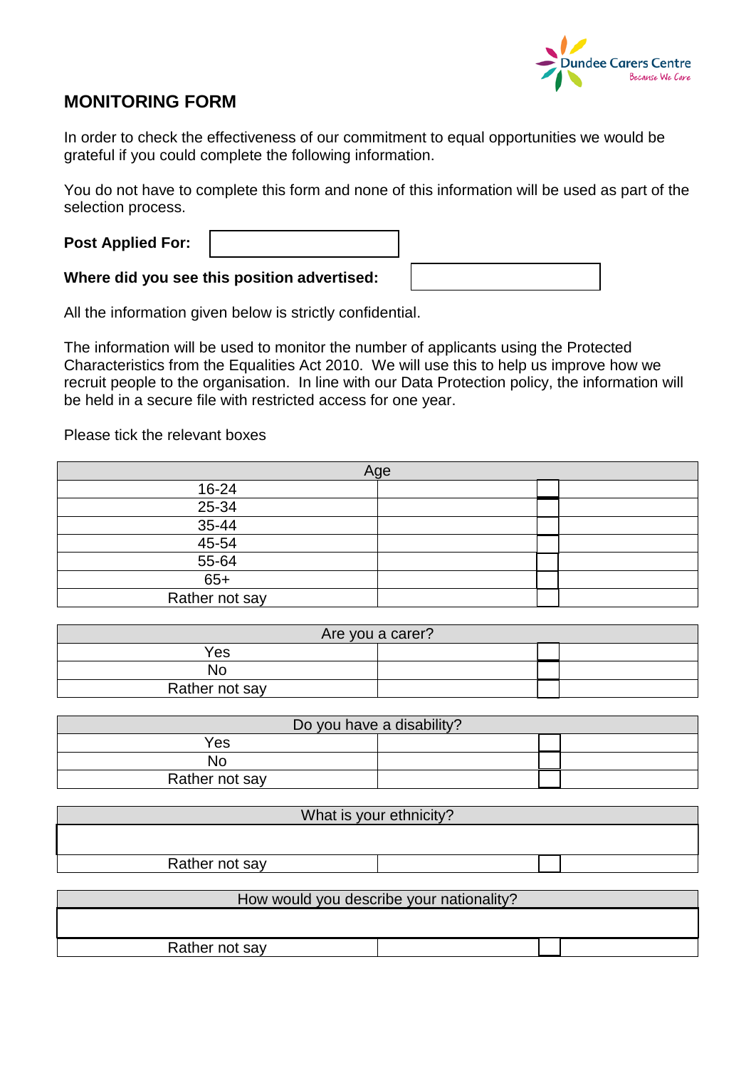Dundee Carers Centre
Because We Care

# MONITORING FORM

In order to check the effectiveness of our commitment to equal opportunities we would be grateful if you could complete the following information.

You do not have to complete this form and none of this information will be used as part of the selection process.

**Post Applied For:** ______________________

**Where did you see this position advertised:** ______________________

All the information given below is strictly confidential.

The information will be used to monitor the number of applicants using the Protected Characteristics from the Equalities Act 2010. We will use this to help us improve how we recruit people to the organisation. In line with our Data Protection policy, the information will be held in a secure file with restricted access for one year.

Please tick the relevant boxes

| Age | |
|---|---|
| 16-24 | ☐ |
| 25-34 | ☐ |
| 35-44 | ☐ |
| 45-54 | ☐ |
| 55-64 | ☐ |
| 65+ | ☐ |
| Rather not say | ☐ |

| Are you a carer? | |
|---|---|
| Yes | ☐ |
| No | ☐ |
| Rather not say | ☐ |

| Do you have a disability? | |
|---|---|
| Yes | ☐ |
| No | ☐ |
| Rather not say | ☐ |

| What is your ethnicity? | |
|---|---|
| | |
| Rather not say | ☐ |

| How would you describe your nationality? | |
|---|---|
| | |
| Rather not say | ☐ |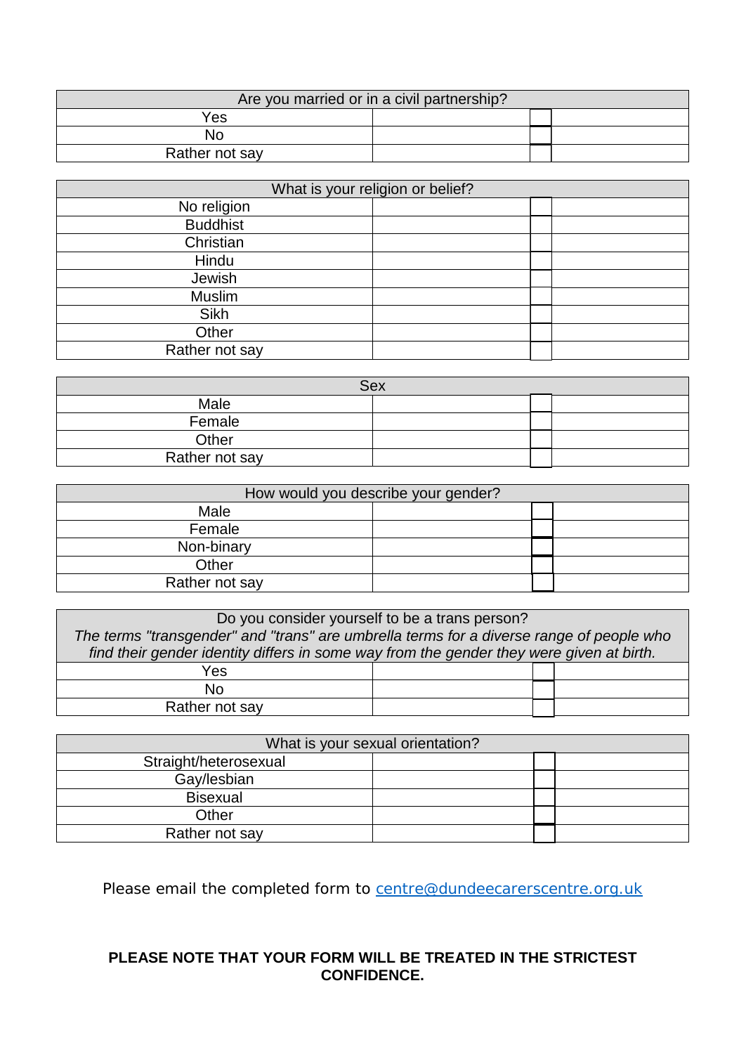| Are you married or in a civil partnership? | | | |
|---|---|---|---|
| Yes | | | |
| No | | | |
| Rather not say | | | |

| What is your religion or belief? | | | |
|---|---|---|---|
| No religion | | | |
| Buddhist | | | |
| Christian | | | |
| Hindu | | | |
| Jewish | | | |
| Muslim | | | |
| Sikh | | | |
| Other | | | |
| Rather not say | | | |

| Sex | | | |
|---|---|---|---|
| Male | | | |
| Female | | | |
| Other | | | |
| Rather not say | | | |

| How would you describe your gender? | | | |
|---|---|---|---|
| Male | | | |
| Female | | | |
| Non-binary | | | |
| Other | | | |
| Rather not say | | | |

| Do you consider yourself to be a trans person? *The terms "transgender" and "trans" are umbrella terms for a diverse range of people who find their gender identity differs in some way from the gender they were given at birth.* | | | |
|---|---|---|---|
| Yes | | | |
| No | | | |
| Rather not say | | | |

| What is your sexual orientation? | | | |
|---|---|---|---|
| Straight/heterosexual | | | |
| Gay/lesbian | | | |
| Bisexual | | | |
| Other | | | |
| Rather not say | | | |

Please email the completed form to centre@dundeecarerscentre.org.uk

**PLEASE NOTE THAT YOUR FORM WILL BE TREATED IN THE STRICTEST CONFIDENCE.**